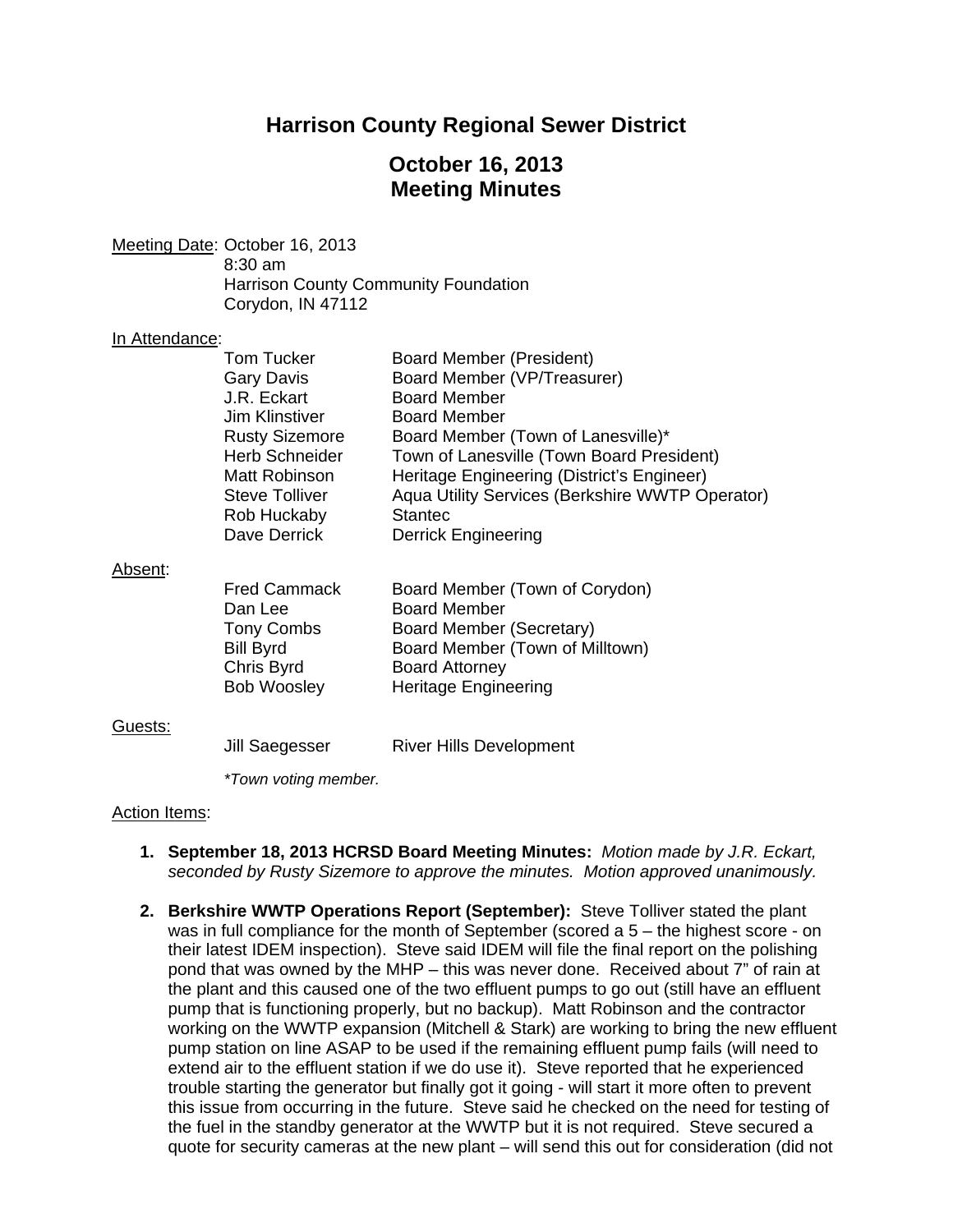# Harrison County Regional Sewer District

## October 16, 2013
## Meeting Minutes

Meeting Date: October 16, 2013
8:30 am
Harrison County Community Foundation
Corydon, IN 47112

In Attendance:

| | |
|---|---|
| Tom Tucker | Board Member (President) |
| Gary Davis | Board Member (VP/Treasurer) |
| J.R. Eckart | Board Member |
| Jim Klinstiver | Board Member |
| Rusty Sizemore | Board Member (Town of Lanesville)* |
| Herb Schneider | Town of Lanesville (Town Board President) |
| Matt Robinson | Heritage Engineering (District's Engineer) |
| Steve Tolliver | Aqua Utility Services (Berkshire WWTP Operator) |
| Rob Huckaby | Stantec |
| Dave Derrick | Derrick Engineering |

Absent:

| | |
|---|---|
| Fred Cammack | Board Member (Town of Corydon) |
| Dan Lee | Board Member |
| Tony Combs | Board Member (Secretary) |
| Bill Byrd | Board Member (Town of Milltown) |
| Chris Byrd | Board Attorney |
| Bob Woosley | Heritage Engineering |

Guests:

| | |
|---|---|
| Jill Saegesser | River Hills Development |

*\*Town voting member.*

Action Items:

1. **September 18, 2013 HCRSD Board Meeting Minutes:** *Motion made by J.R. Eckart, seconded by Rusty Sizemore to approve the minutes. Motion approved unanimously.*

2. **Berkshire WWTP Operations Report (September):** Steve Tolliver stated the plant was in full compliance for the month of September (scored a 5 – the highest score - on their latest IDEM inspection). Steve said IDEM will file the final report on the polishing pond that was owned by the MHP – this was never done. Received about 7" of rain at the plant and this caused one of the two effluent pumps to go out (still have an effluent pump that is functioning properly, but no backup). Matt Robinson and the contractor working on the WWTP expansion (Mitchell & Stark) are working to bring the new effluent pump station on line ASAP to be used if the remaining effluent pump fails (will need to extend air to the effluent station if we do use it). Steve reported that he experienced trouble starting the generator but finally got it going - will start it more often to prevent this issue from occurring in the future. Steve said he checked on the need for testing of the fuel in the standby generator at the WWTP but it is not required. Steve secured a quote for security cameras at the new plant – will send this out for consideration (did not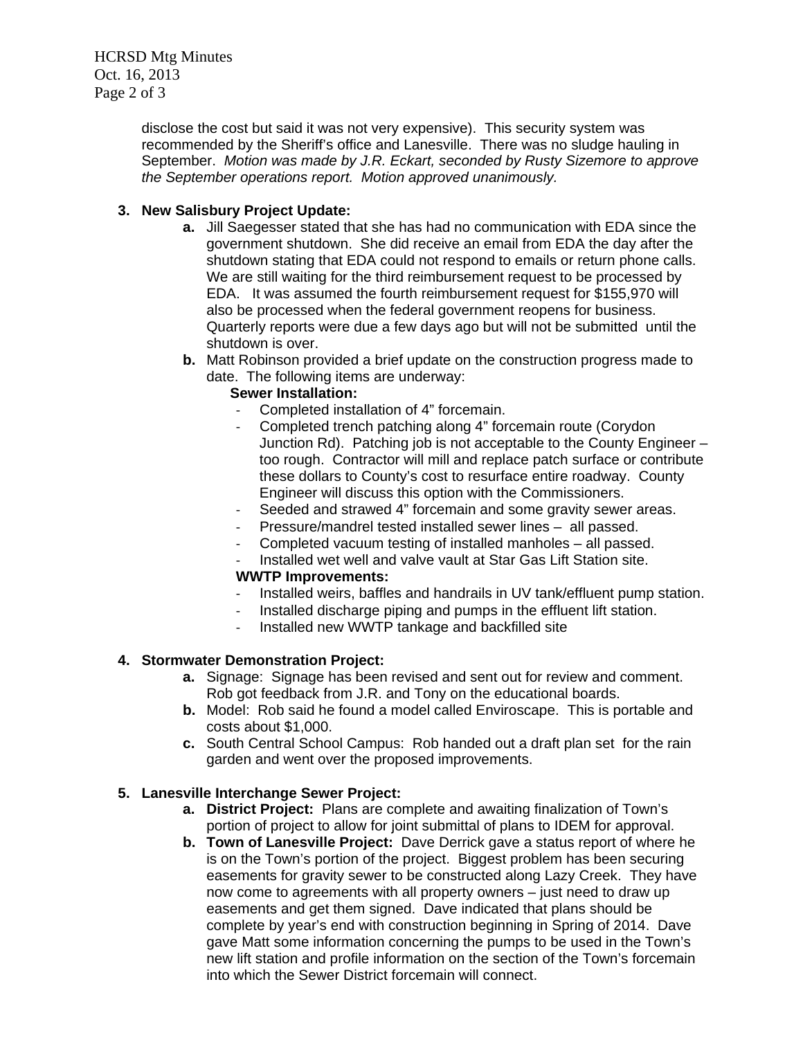disclose the cost but said it was not very expensive). This security system was recommended by the Sheriff's office and Lanesville. There was no sludge hauling in September. *Motion was made by J.R. Eckart, seconded by Rusty Sizemore to approve the September operations report. Motion approved unanimously.*

**3. New Salisbury Project Update:**

- **a.** Jill Saegesser stated that she has had no communication with EDA since the government shutdown. She did receive an email from EDA the day after the shutdown stating that EDA could not respond to emails or return phone calls. We are still waiting for the third reimbursement request to be processed by EDA. It was assumed the fourth reimbursement request for $155,970 will also be processed when the federal government reopens for business. Quarterly reports were due a few days ago but will not be submitted until the shutdown is over.
- **b.** Matt Robinson provided a brief update on the construction progress made to date. The following items are underway:

  **Sewer Installation:**
  - Completed installation of 4" forcemain.
  - Completed trench patching along 4" forcemain route (Corydon Junction Rd). Patching job is not acceptable to the County Engineer – too rough. Contractor will mill and replace patch surface or contribute these dollars to County's cost to resurface entire roadway. County Engineer will discuss this option with the Commissioners.
  - Seeded and strawed 4" forcemain and some gravity sewer areas.
  - Pressure/mandrel tested installed sewer lines – all passed.
  - Completed vacuum testing of installed manholes – all passed.
  - Installed wet well and valve vault at Star Gas Lift Station site.

  **WWTP Improvements:**
  - Installed weirs, baffles and handrails in UV tank/effluent pump station.
  - Installed discharge piping and pumps in the effluent lift station.
  - Installed new WWTP tankage and backfilled site

**4. Stormwater Demonstration Project:**

- **a.** Signage: Signage has been revised and sent out for review and comment. Rob got feedback from J.R. and Tony on the educational boards.
- **b.** Model: Rob said he found a model called Enviroscape. This is portable and costs about $1,000.
- **c.** South Central School Campus: Rob handed out a draft plan set for the rain garden and went over the proposed improvements.

**5. Lanesville Interchange Sewer Project:**

- **a. District Project:** Plans are complete and awaiting finalization of Town's portion of project to allow for joint submittal of plans to IDEM for approval.
- **b. Town of Lanesville Project:** Dave Derrick gave a status report of where he is on the Town's portion of the project. Biggest problem has been securing easements for gravity sewer to be constructed along Lazy Creek. They have now come to agreements with all property owners – just need to draw up easements and get them signed. Dave indicated that plans should be complete by year's end with construction beginning in Spring of 2014. Dave gave Matt some information concerning the pumps to be used in the Town's new lift station and profile information on the section of the Town's forcemain into which the Sewer District forcemain will connect.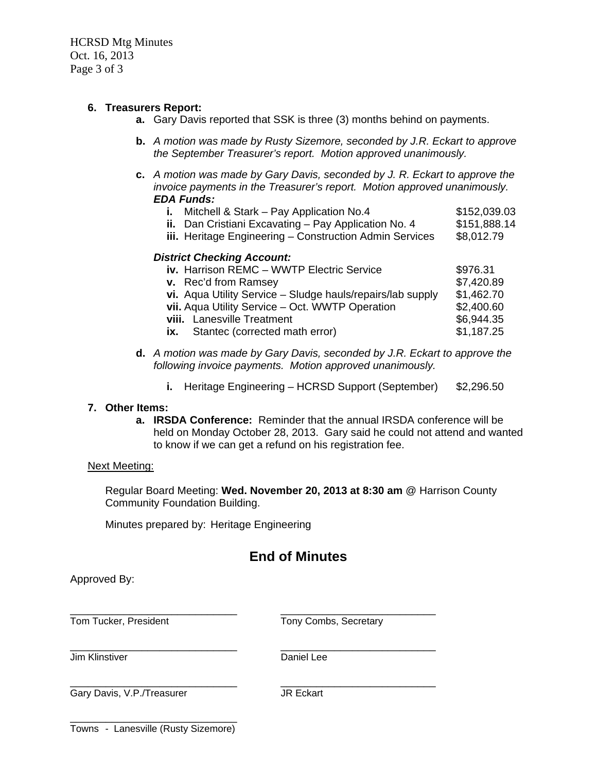6. **Treasurers Report:**
   - **a.** Gary Davis reported that SSK is three (3) months behind on payments.
   - **b.** *A motion was made by Rusty Sizemore, seconded by J.R. Eckart to approve the September Treasurer's report. Motion approved unanimously.*
   - **c.** *A motion was made by Gary Davis, seconded by J. R. Eckart to approve the invoice payments in the Treasurer's report. Motion approved unanimously.*

     ***EDA Funds:***

| | |
|---|---|
| **i.** Mitchell & Stark – Pay Application No.4 | $152,039.03 |
| **ii.** Dan Cristiani Excavating – Pay Application No. 4 | $151,888.14 |
| **iii.** Heritage Engineering – Construction Admin Services | $8,012.79 |

     ***District Checking Account:***

| | |
|---|---|
| **iv.** Harrison REMC – WWTP Electric Service | $976.31 |
| **v.** Rec'd from Ramsey | $7,420.89 |
| **vi.** Aqua Utility Service – Sludge hauls/repairs/lab supply | $1,462.70 |
| **vii.** Aqua Utility Service – Oct. WWTP Operation | $2,400.60 |
| **viii.** Lanesville Treatment | $6,944.35 |
| **ix.** Stantec (corrected math error) | $1,187.25 |

   - **d.** *A motion was made by Gary Davis, seconded by J.R. Eckart to approve the following invoice payments. Motion approved unanimously.*

| | |
|---|---|
| **i.** Heritage Engineering – HCRSD Support (September) | $2,296.50 |

7. **Other Items:**
   - **a. IRSDA Conference:** Reminder that the annual IRSDA conference will be held on Monday October 28, 2013. Gary said he could not attend and wanted to know if we can get a refund on his registration fee.

Next Meeting:

Regular Board Meeting: **Wed. November 20, 2013 at 8:30 am** @ Harrison County Community Foundation Building.

Minutes prepared by: Heritage Engineering

## End of Minutes

Approved By:

\_\_\_\_\_\_\_\_\_\_\_\_\_\_\_\_\_\_\_\_\_\_\_\_\_\_\_
Tom Tucker, President

\_\_\_\_\_\_\_\_\_\_\_\_\_\_\_\_\_\_\_\_\_\_\_\_\_\_\_
Tony Combs, Secretary

\_\_\_\_\_\_\_\_\_\_\_\_\_\_\_\_\_\_\_\_\_\_\_\_\_\_\_
Jim Klinstiver

\_\_\_\_\_\_\_\_\_\_\_\_\_\_\_\_\_\_\_\_\_\_\_\_\_\_\_
Daniel Lee

\_\_\_\_\_\_\_\_\_\_\_\_\_\_\_\_\_\_\_\_\_\_\_\_\_\_\_
Gary Davis, V.P./Treasurer

\_\_\_\_\_\_\_\_\_\_\_\_\_\_\_\_\_\_\_\_\_\_\_\_\_\_\_
JR Eckart

\_\_\_\_\_\_\_\_\_\_\_\_\_\_\_\_\_\_\_\_\_\_\_\_\_\_\_
Towns - Lanesville (Rusty Sizemore)